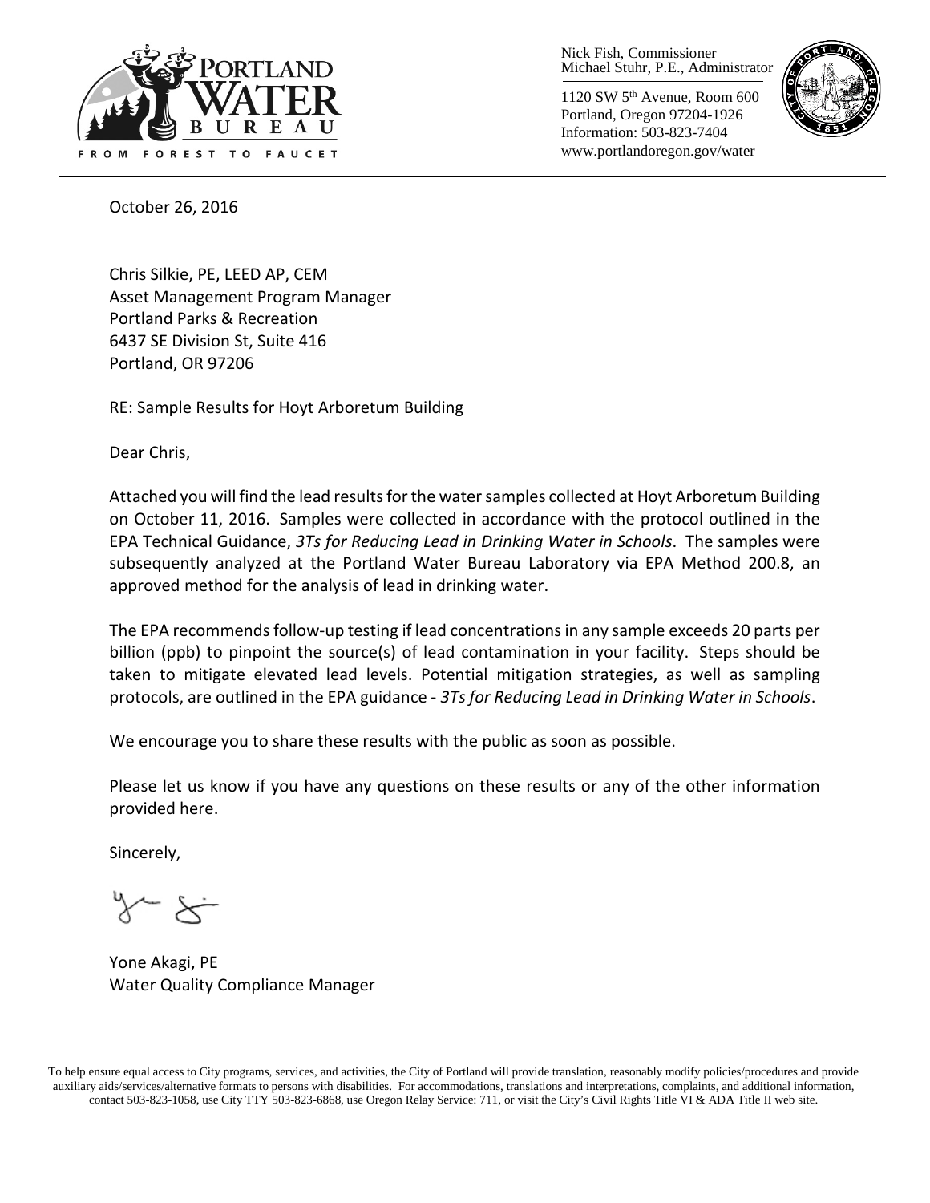Nick Fish, Commissioner
Michael Stuhr, P.E., Administrator

1120 SW 5th Avenue, Room 600
Portland, Oregon 97204-1926
Information: 503-823-7404
www.portlandoregon.gov/water

PORTLAND WATER BUREAU
FROM FOREST TO FAUCET

October 26, 2016

Chris Silkie, PE, LEED AP, CEM
Asset Management Program Manager
Portland Parks & Recreation
6437 SE Division St, Suite 416
Portland, OR 97206

RE: Sample Results for Hoyt Arboretum Building

Dear Chris,

Attached you will find the lead results for the water samples collected at Hoyt Arboretum Building on October 11, 2016. Samples were collected in accordance with the protocol outlined in the EPA Technical Guidance, *3Ts for Reducing Lead in Drinking Water in Schools*. The samples were subsequently analyzed at the Portland Water Bureau Laboratory via EPA Method 200.8, an approved method for the analysis of lead in drinking water.

The EPA recommends follow-up testing if lead concentrations in any sample exceeds 20 parts per billion (ppb) to pinpoint the source(s) of lead contamination in your facility. Steps should be taken to mitigate elevated lead levels. Potential mitigation strategies, as well as sampling protocols, are outlined in the EPA guidance - *3Ts for Reducing Lead in Drinking Water in Schools*.

We encourage you to share these results with the public as soon as possible.

Please let us know if you have any questions on these results or any of the other information provided here.

Sincerely,

Yone Akagi, PE
Water Quality Compliance Manager

To help ensure equal access to City programs, services, and activities, the City of Portland will provide translation, reasonably modify policies/procedures and provide auxiliary aids/services/alternative formats to persons with disabilities. For accommodations, translations and interpretations, complaints, and additional information, contact 503-823-1058, use City TTY 503-823-6868, use Oregon Relay Service: 711, or visit the City's Civil Rights Title VI & ADA Title II web site.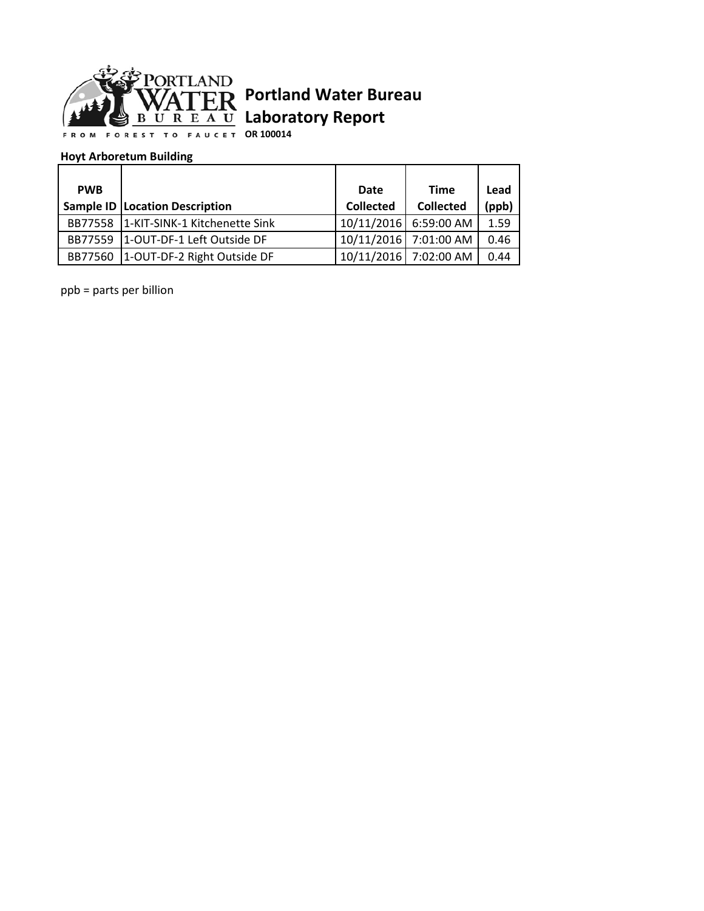# Portland Water Bureau
## Laboratory Report

PORTLAND WATER BUREAU
FROM FOREST TO FAUCET

**OR 100014**

**Hoyt Arboretum Building**

| PWB Sample ID | Location Description | Date Collected | Time Collected | Lead (ppb) |
|---|---|---|---|---|
| BB77558 | 1-KIT-SINK-1 Kitchenette Sink | 10/11/2016 | 6:59:00 AM | 1.59 |
| BB77559 | 1-OUT-DF-1 Left Outside DF | 10/11/2016 | 7:01:00 AM | 0.46 |
| BB77560 | 1-OUT-DF-2 Right Outside DF | 10/11/2016 | 7:02:00 AM | 0.44 |

ppb = parts per billion